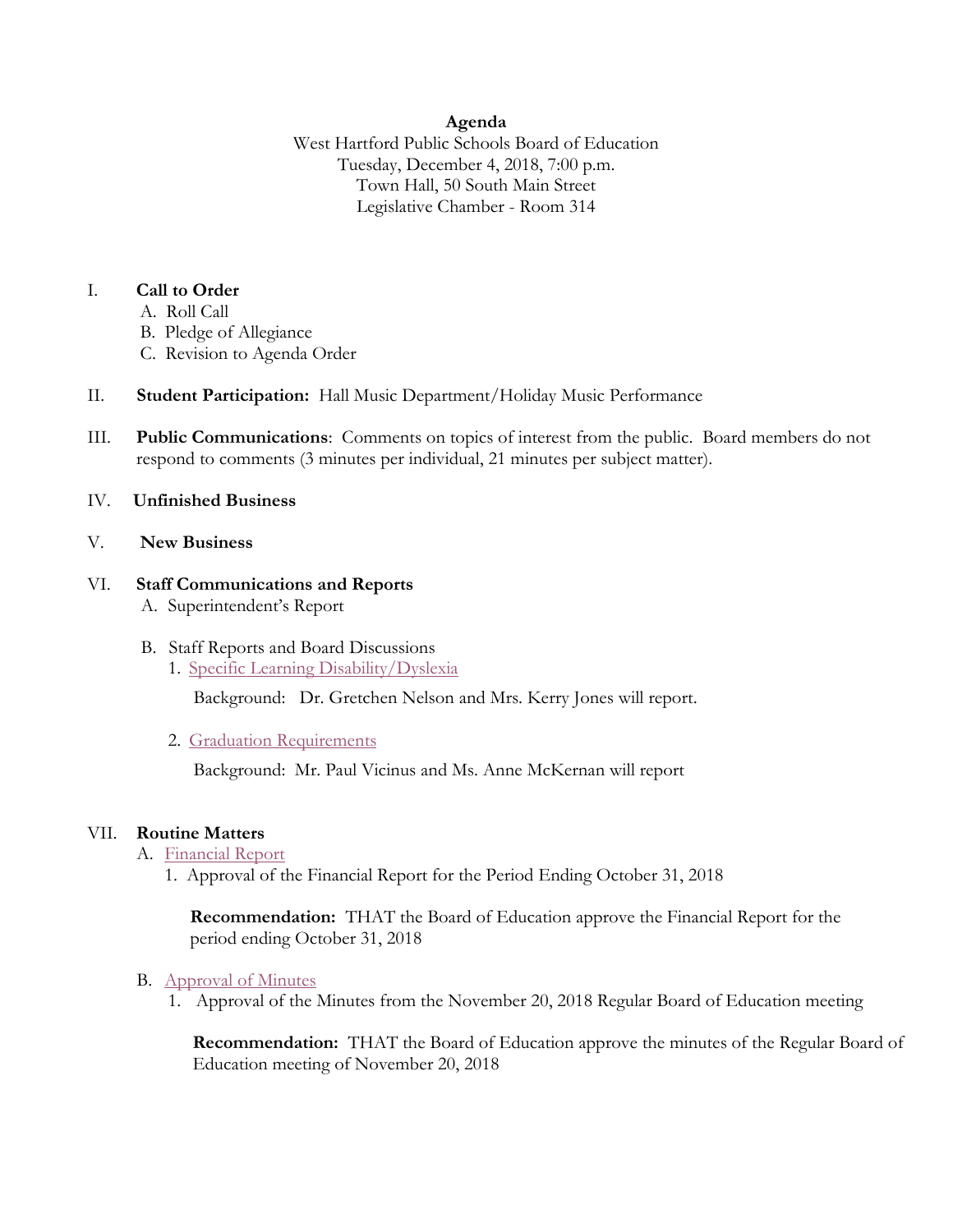**Agenda**

West Hartford Public Schools Board of Education
Tuesday, December 4, 2018, 7:00 p.m.
Town Hall, 50 South Main Street
Legislative Chamber - Room 314

I. **Call to Order**
   A. Roll Call
   B. Pledge of Allegiance
   C. Revision to Agenda Order

II. **Student Participation:** Hall Music Department/Holiday Music Performance

III. **Public Communications**: Comments on topics of interest from the public. Board members do not respond to comments (3 minutes per individual, 21 minutes per subject matter).

IV. **Unfinished Business**

V. **New Business**

VI. **Staff Communications and Reports**
   A. Superintendent's Report

   B. Staff Reports and Board Discussions
      1. Specific Learning Disability/Dyslexia

         Background: Dr. Gretchen Nelson and Mrs. Kerry Jones will report.

      2. Graduation Requirements

         Background: Mr. Paul Vicinus and Ms. Anne McKernan will report

VII. **Routine Matters**
   A. Financial Report
      1. Approval of the Financial Report for the Period Ending October 31, 2018

         **Recommendation:** THAT the Board of Education approve the Financial Report for the period ending October 31, 2018

   B. Approval of Minutes
      1. Approval of the Minutes from the November 20, 2018 Regular Board of Education meeting

         **Recommendation:** THAT the Board of Education approve the minutes of the Regular Board of Education meeting of November 20, 2018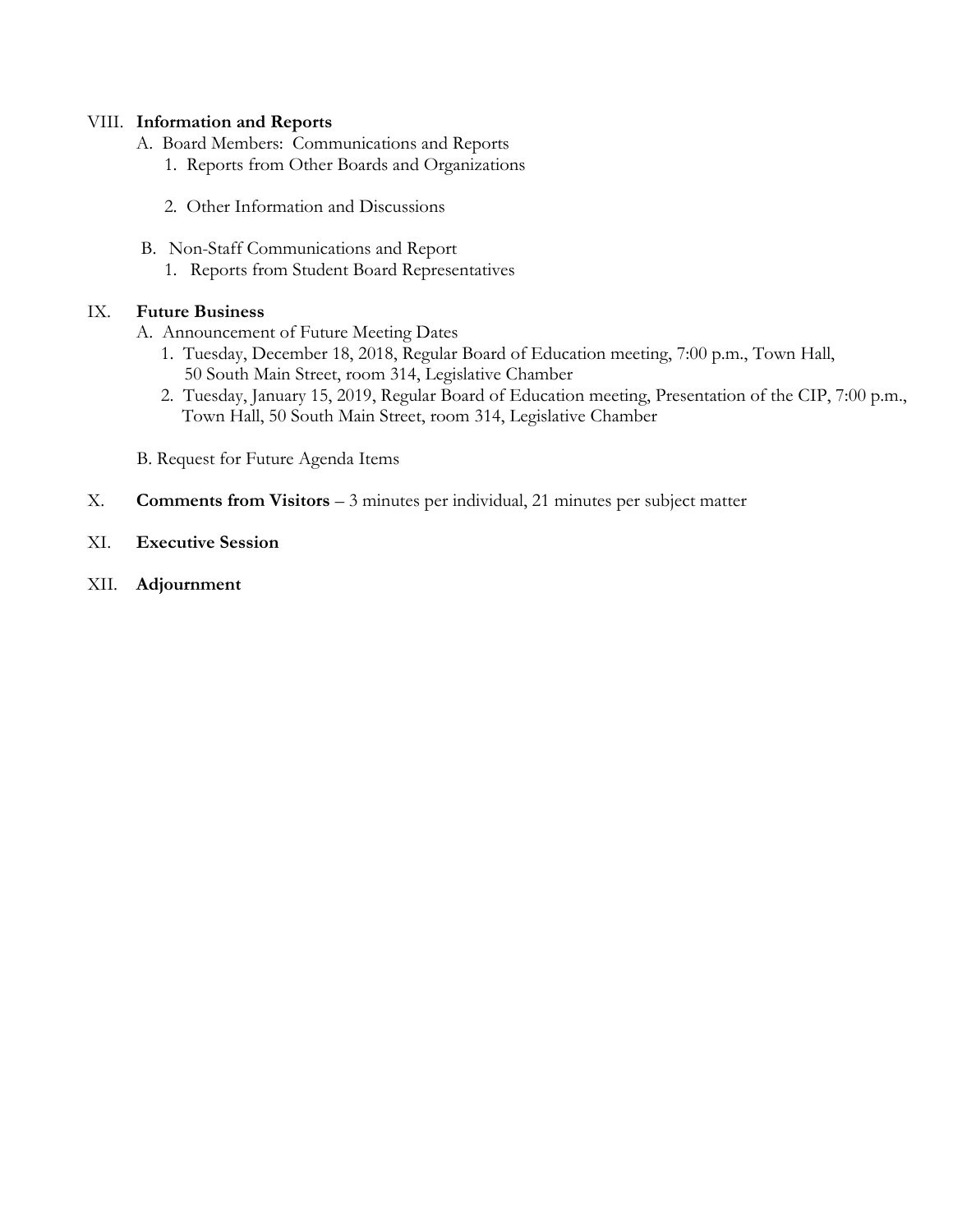VIII. **Information and Reports**

A. Board Members: Communications and Reports

1. Reports from Other Boards and Organizations

2. Other Information and Discussions

B. Non-Staff Communications and Report

1. Reports from Student Board Representatives

IX. **Future Business**

A. Announcement of Future Meeting Dates

1. Tuesday, December 18, 2018, Regular Board of Education meeting, 7:00 p.m., Town Hall, 50 South Main Street, room 314, Legislative Chamber
2. Tuesday, January 15, 2019, Regular Board of Education meeting, Presentation of the CIP, 7:00 p.m., Town Hall, 50 South Main Street, room 314, Legislative Chamber

B. Request for Future Agenda Items

X. **Comments from Visitors** – 3 minutes per individual, 21 minutes per subject matter

XI. **Executive Session**

XII. **Adjournment**